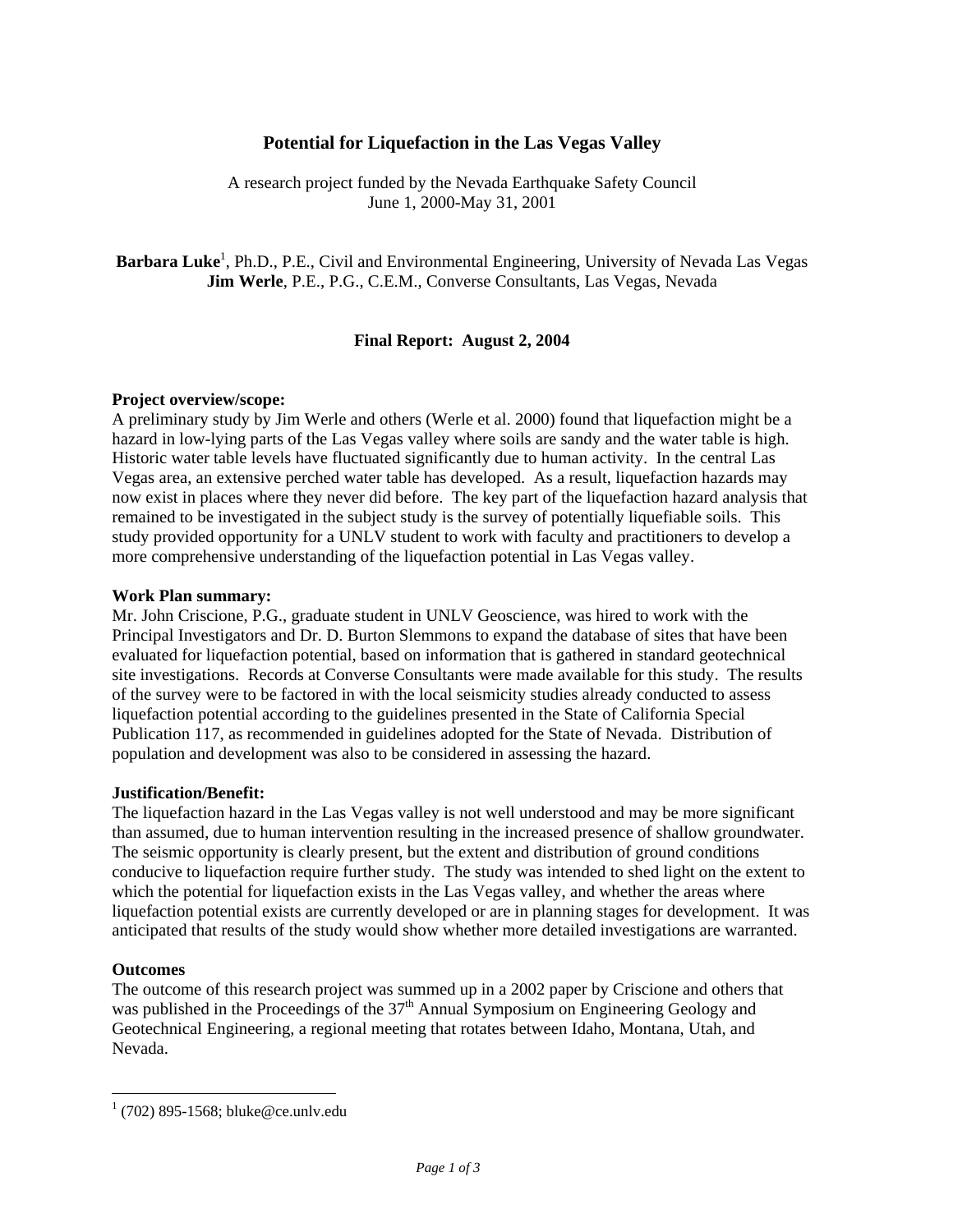# Potential for Liquefaction in the Las Vegas Valley

A research project funded by the Nevada Earthquake Safety Council
June 1, 2000-May 31, 2001

**Barbara Luke**[1], Ph.D., P.E., Civil and Environmental Engineering, University of Nevada Las Vegas
**Jim Werle**, P.E., P.G., C.E.M., Converse Consultants, Las Vegas, Nevada

**Final Report: August 2, 2004**

**Project overview/scope:**

A preliminary study by Jim Werle and others (Werle et al. 2000) found that liquefaction might be a hazard in low-lying parts of the Las Vegas valley where soils are sandy and the water table is high. Historic water table levels have fluctuated significantly due to human activity. In the central Las Vegas area, an extensive perched water table has developed. As a result, liquefaction hazards may now exist in places where they never did before. The key part of the liquefaction hazard analysis that remained to be investigated in the subject study is the survey of potentially liquefiable soils. This study provided opportunity for a UNLV student to work with faculty and practitioners to develop a more comprehensive understanding of the liquefaction potential in Las Vegas valley.

**Work Plan summary:**

Mr. John Criscione, P.G., graduate student in UNLV Geoscience, was hired to work with the Principal Investigators and Dr. D. Burton Slemmons to expand the database of sites that have been evaluated for liquefaction potential, based on information that is gathered in standard geotechnical site investigations. Records at Converse Consultants were made available for this study. The results of the survey were to be factored in with the local seismicity studies already conducted to assess liquefaction potential according to the guidelines presented in the State of California Special Publication 117, as recommended in guidelines adopted for the State of Nevada. Distribution of population and development was also to be considered in assessing the hazard.

**Justification/Benefit:**

The liquefaction hazard in the Las Vegas valley is not well understood and may be more significant than assumed, due to human intervention resulting in the increased presence of shallow groundwater. The seismic opportunity is clearly present, but the extent and distribution of ground conditions conducive to liquefaction require further study. The study was intended to shed light on the extent to which the potential for liquefaction exists in the Las Vegas valley, and whether the areas where liquefaction potential exists are currently developed or are in planning stages for development. It was anticipated that results of the study would show whether more detailed investigations are warranted.

**Outcomes**

The outcome of this research project was summed up in a 2002 paper by Criscione and others that was published in the Proceedings of the 37th Annual Symposium on Engineering Geology and Geotechnical Engineering, a regional meeting that rotates between Idaho, Montana, Utah, and Nevada.

[1] (702) 895-1568; bluke@ce.unlv.edu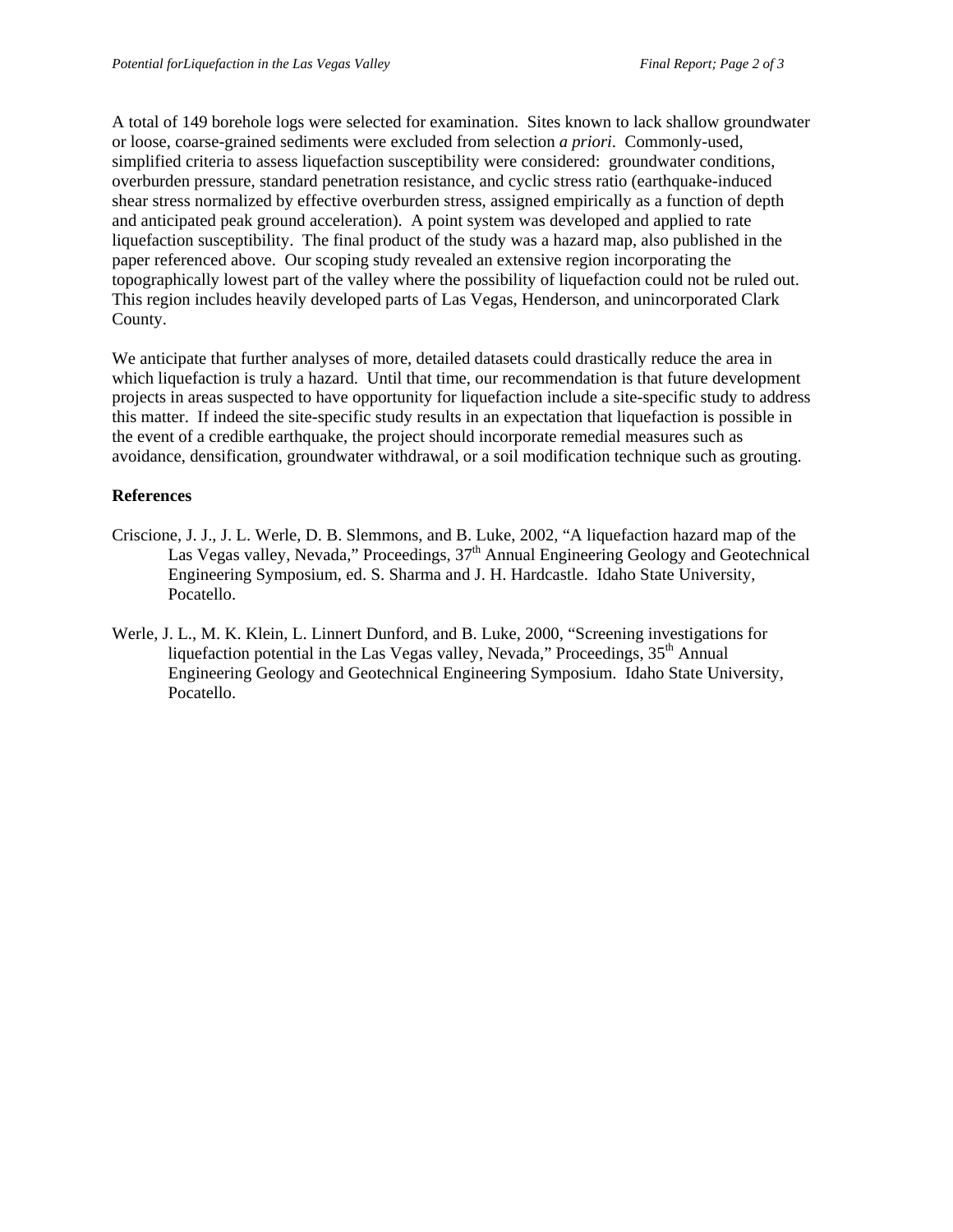A total of 149 borehole logs were selected for examination. Sites known to lack shallow groundwater or loose, coarse-grained sediments were excluded from selection *a priori*. Commonly-used, simplified criteria to assess liquefaction susceptibility were considered: groundwater conditions, overburden pressure, standard penetration resistance, and cyclic stress ratio (earthquake-induced shear stress normalized by effective overburden stress, assigned empirically as a function of depth and anticipated peak ground acceleration). A point system was developed and applied to rate liquefaction susceptibility. The final product of the study was a hazard map, also published in the paper referenced above. Our scoping study revealed an extensive region incorporating the topographically lowest part of the valley where the possibility of liquefaction could not be ruled out. This region includes heavily developed parts of Las Vegas, Henderson, and unincorporated Clark County.

We anticipate that further analyses of more, detailed datasets could drastically reduce the area in which liquefaction is truly a hazard. Until that time, our recommendation is that future development projects in areas suspected to have opportunity for liquefaction include a site-specific study to address this matter. If indeed the site-specific study results in an expectation that liquefaction is possible in the event of a credible earthquake, the project should incorporate remedial measures such as avoidance, densification, groundwater withdrawal, or a soil modification technique such as grouting.

**References**

Criscione, J. J., J. L. Werle, D. B. Slemmons, and B. Luke, 2002, "A liquefaction hazard map of the Las Vegas valley, Nevada," Proceedings, 37th Annual Engineering Geology and Geotechnical Engineering Symposium, ed. S. Sharma and J. H. Hardcastle. Idaho State University, Pocatello.

Werle, J. L., M. K. Klein, L. Linnert Dunford, and B. Luke, 2000, "Screening investigations for liquefaction potential in the Las Vegas valley, Nevada," Proceedings, 35th Annual Engineering Geology and Geotechnical Engineering Symposium. Idaho State University, Pocatello.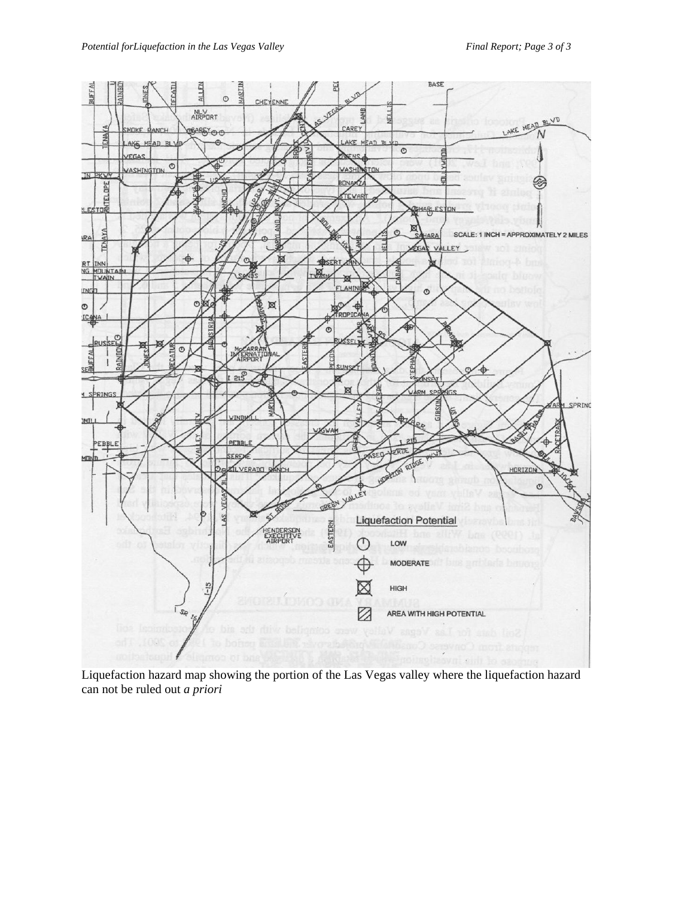Liquefaction hazard map showing the portion of the Las Vegas valley where the liquefaction hazard can not be ruled out *a priori*